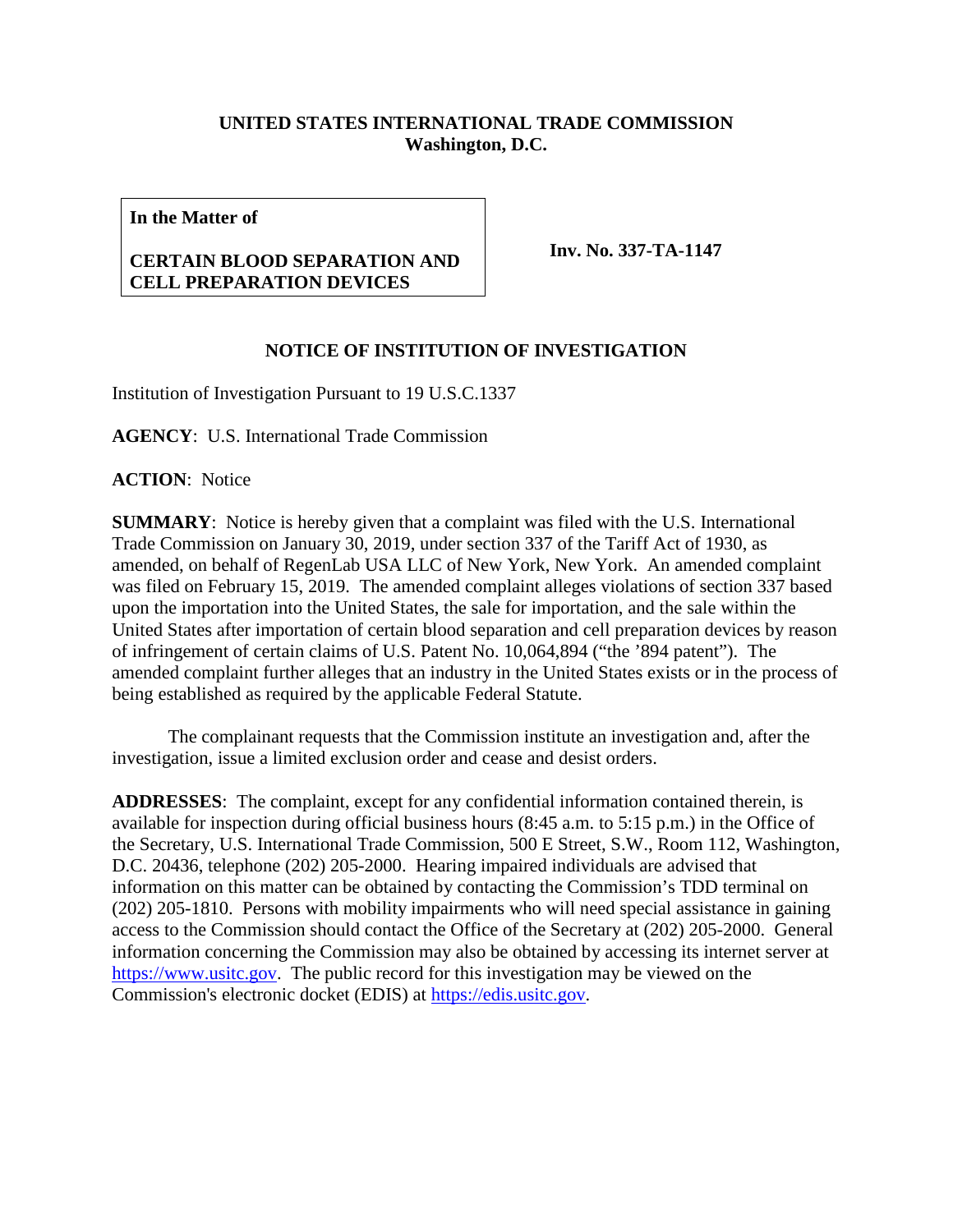**UNITED STATES INTERNATIONAL TRADE COMMISSION**
**Washington, D.C.**

| **In the Matter of** **CERTAIN BLOOD SEPARATION AND CELL PREPARATION DEVICES** | **Inv. No. 337-TA-1147** |
|---|---|

## NOTICE OF INSTITUTION OF INVESTIGATION

Institution of Investigation Pursuant to 19 U.S.C.1337

**AGENCY**: U.S. International Trade Commission

**ACTION**: Notice

**SUMMARY**: Notice is hereby given that a complaint was filed with the U.S. International Trade Commission on January 30, 2019, under section 337 of the Tariff Act of 1930, as amended, on behalf of RegenLab USA LLC of New York, New York. An amended complaint was filed on February 15, 2019. The amended complaint alleges violations of section 337 based upon the importation into the United States, the sale for importation, and the sale within the United States after importation of certain blood separation and cell preparation devices by reason of infringement of certain claims of U.S. Patent No. 10,064,894 ("the '894 patent"). The amended complaint further alleges that an industry in the United States exists or in the process of being established as required by the applicable Federal Statute.

The complainant requests that the Commission institute an investigation and, after the investigation, issue a limited exclusion order and cease and desist orders.

**ADDRESSES**: The complaint, except for any confidential information contained therein, is available for inspection during official business hours (8:45 a.m. to 5:15 p.m.) in the Office of the Secretary, U.S. International Trade Commission, 500 E Street, S.W., Room 112, Washington, D.C. 20436, telephone (202) 205-2000. Hearing impaired individuals are advised that information on this matter can be obtained by contacting the Commission's TDD terminal on (202) 205-1810. Persons with mobility impairments who will need special assistance in gaining access to the Commission should contact the Office of the Secretary at (202) 205-2000. General information concerning the Commission may also be obtained by accessing its internet server at https://www.usitc.gov. The public record for this investigation may be viewed on the Commission's electronic docket (EDIS) at https://edis.usitc.gov.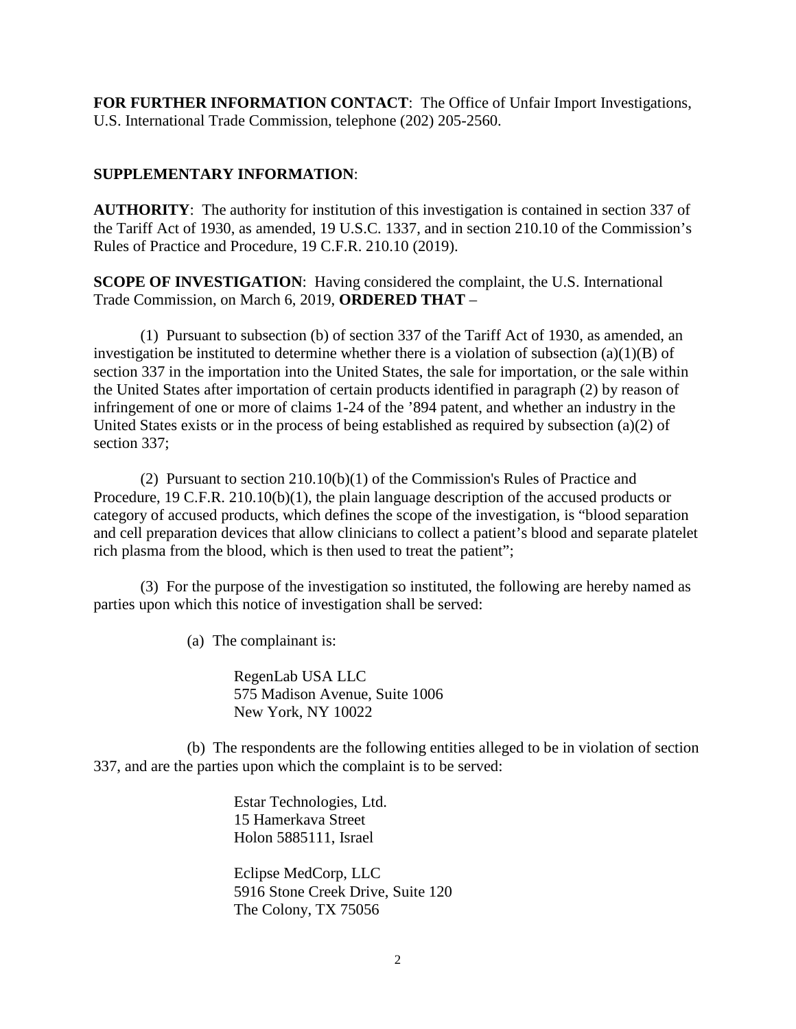**FOR FURTHER INFORMATION CONTACT**: The Office of Unfair Import Investigations, U.S. International Trade Commission, telephone (202) 205-2560.

**SUPPLEMENTARY INFORMATION**:

**AUTHORITY**: The authority for institution of this investigation is contained in section 337 of the Tariff Act of 1930, as amended, 19 U.S.C. 1337, and in section 210.10 of the Commission's Rules of Practice and Procedure, 19 C.F.R. 210.10 (2019).

**SCOPE OF INVESTIGATION**: Having considered the complaint, the U.S. International Trade Commission, on March 6, 2019, **ORDERED THAT** –

(1) Pursuant to subsection (b) of section 337 of the Tariff Act of 1930, as amended, an investigation be instituted to determine whether there is a violation of subsection (a)(1)(B) of section 337 in the importation into the United States, the sale for importation, or the sale within the United States after importation of certain products identified in paragraph (2) by reason of infringement of one or more of claims 1-24 of the '894 patent, and whether an industry in the United States exists or in the process of being established as required by subsection (a)(2) of section 337;

(2) Pursuant to section 210.10(b)(1) of the Commission's Rules of Practice and Procedure, 19 C.F.R. 210.10(b)(1), the plain language description of the accused products or category of accused products, which defines the scope of the investigation, is "blood separation and cell preparation devices that allow clinicians to collect a patient's blood and separate platelet rich plasma from the blood, which is then used to treat the patient";

(3) For the purpose of the investigation so instituted, the following are hereby named as parties upon which this notice of investigation shall be served:

(a) The complainant is:

RegenLab USA LLC
575 Madison Avenue, Suite 1006
New York, NY 10022

(b) The respondents are the following entities alleged to be in violation of section 337, and are the parties upon which the complaint is to be served:

Estar Technologies, Ltd.
15 Hamerkava Street
Holon 5885111, Israel

Eclipse MedCorp, LLC
5916 Stone Creek Drive, Suite 120
The Colony, TX 75056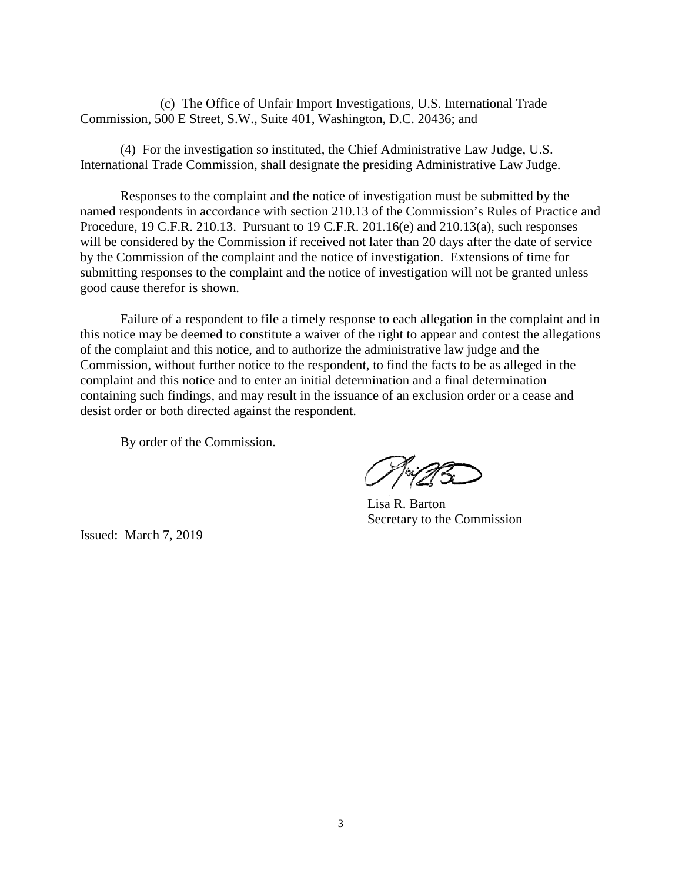(c) The Office of Unfair Import Investigations, U.S. International Trade Commission, 500 E Street, S.W., Suite 401, Washington, D.C. 20436; and

(4) For the investigation so instituted, the Chief Administrative Law Judge, U.S. International Trade Commission, shall designate the presiding Administrative Law Judge.

Responses to the complaint and the notice of investigation must be submitted by the named respondents in accordance with section 210.13 of the Commission's Rules of Practice and Procedure, 19 C.F.R. 210.13. Pursuant to 19 C.F.R. 201.16(e) and 210.13(a), such responses will be considered by the Commission if received not later than 20 days after the date of service by the Commission of the complaint and the notice of investigation. Extensions of time for submitting responses to the complaint and the notice of investigation will not be granted unless good cause therefor is shown.

Failure of a respondent to file a timely response to each allegation in the complaint and in this notice may be deemed to constitute a waiver of the right to appear and contest the allegations of the complaint and this notice, and to authorize the administrative law judge and the Commission, without further notice to the respondent, to find the facts to be as alleged in the complaint and this notice and to enter an initial determination and a final determination containing such findings, and may result in the issuance of an exclusion order or a cease and desist order or both directed against the respondent.

By order of the Commission.

Lisa R. Barton
Secretary to the Commission

Issued: March 7, 2019